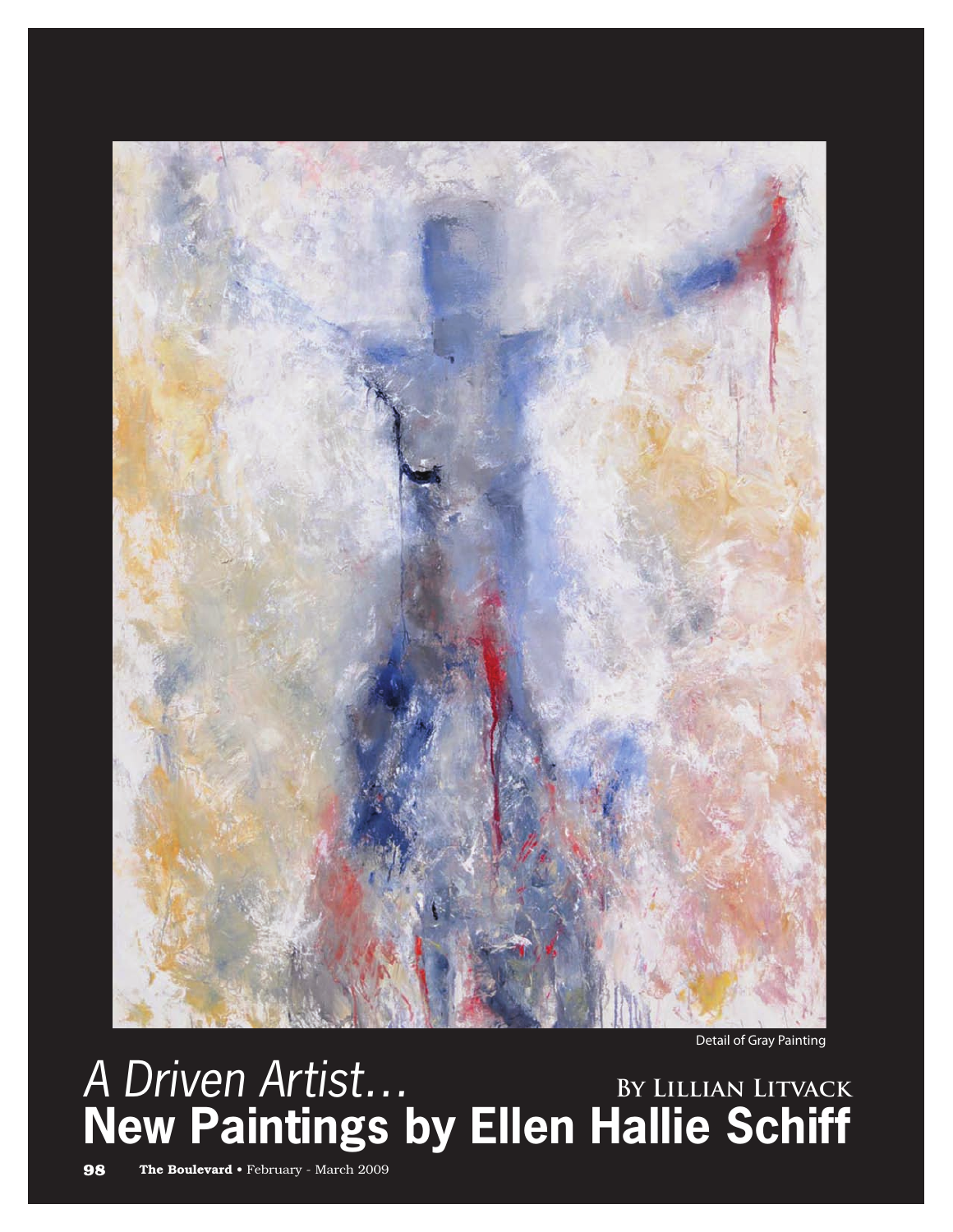Detail of Gray Painting

# *A Driven Artist…* By Lillian Litvack

# New Paintings by Ellen Hallie Schiff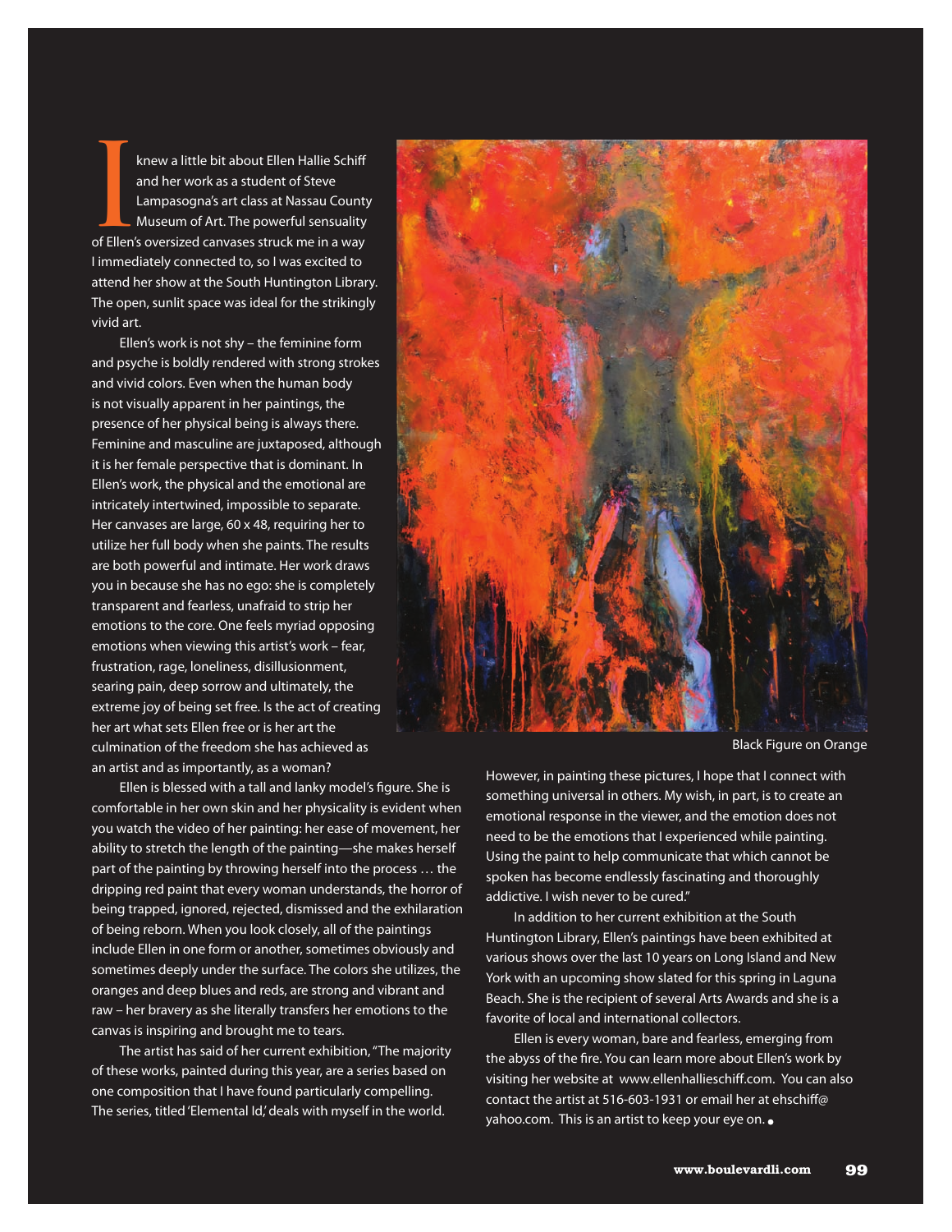I knew a little bit about Ellen Hallie Schiff and her work as a student of Steve Lampasogna's art class at Nassau County Museum of Art. The powerful sensuality of Ellen's oversized canvases struck me in a way I immediately connected to, so I was excited to attend her show at the South Huntington Library. The open, sunlit space was ideal for the strikingly vivid art.

Ellen's work is not shy – the feminine form and psyche is boldly rendered with strong strokes and vivid colors. Even when the human body is not visually apparent in her paintings, the presence of her physical being is always there. Feminine and masculine are juxtaposed, although it is her female perspective that is dominant. In Ellen's work, the physical and the emotional are intricately intertwined, impossible to separate. Her canvases are large, 60 x 48, requiring her to utilize her full body when she paints. The results are both powerful and intimate. Her work draws you in because she has no ego: she is completely transparent and fearless, unafraid to strip her emotions to the core. One feels myriad opposing emotions when viewing this artist's work – fear, frustration, rage, loneliness, disillusionment, searing pain, deep sorrow and ultimately, the extreme joy of being set free. Is the act of creating her art what sets Ellen free or is her art the culmination of the freedom she has achieved as an artist and as importantly, as a woman?

Ellen is blessed with a tall and lanky model's figure. She is comfortable in her own skin and her physicality is evident when you watch the video of her painting: her ease of movement, her ability to stretch the length of the painting—she makes herself part of the painting by throwing herself into the process … the dripping red paint that every woman understands, the horror of being trapped, ignored, rejected, dismissed and the exhilaration of being reborn. When you look closely, all of the paintings include Ellen in one form or another, sometimes obviously and sometimes deeply under the surface. The colors she utilizes, the oranges and deep blues and reds, are strong and vibrant and raw – her bravery as she literally transfers her emotions to the canvas is inspiring and brought me to tears.

The artist has said of her current exhibition, "The majority of these works, painted during this year, are a series based on one composition that I have found particularly compelling. The series, titled 'Elemental Id,' deals with myself in the world. However, in painting these pictures, I hope that I connect with something universal in others. My wish, in part, is to create an emotional response in the viewer, and the emotion does not need to be the emotions that I experienced while painting. Using the paint to help communicate that which cannot be spoken has become endlessly fascinating and thoroughly addictive. I wish never to be cured."

Black Figure on Orange

In addition to her current exhibition at the South Huntington Library, Ellen's paintings have been exhibited at various shows over the last 10 years on Long Island and New York with an upcoming show slated for this spring in Laguna Beach. She is the recipient of several Arts Awards and she is a favorite of local and international collectors.

Ellen is every woman, bare and fearless, emerging from the abyss of the fire. You can learn more about Ellen's work by visiting her website at www.ellenhallieschiff.com. You can also contact the artist at 516-603-1931 or email her at ehschiff@yahoo.com. This is an artist to keep your eye on.